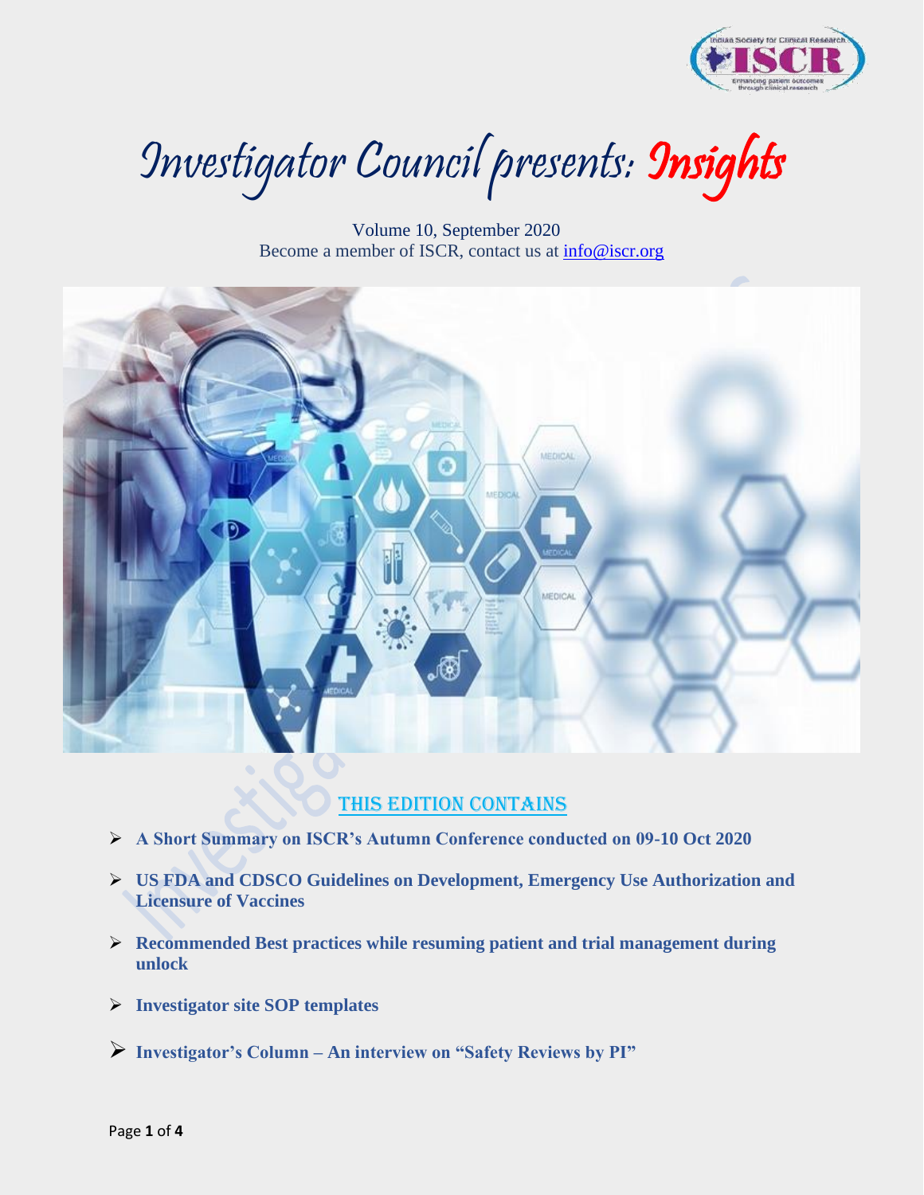# Investigator Council presents: Insights

Volume 10, September 2020

Become a member of ISCR, contact us at info@iscr.org

## THIS EDITION CONTAINS

- **A Short Summary on ISCR's Autumn Conference conducted on 09-10 Oct 2020**
- **US FDA and CDSCO Guidelines on Development, Emergency Use Authorization and Licensure of Vaccines**
- **Recommended Best practices while resuming patient and trial management during unlock**
- **Investigator site SOP templates**
- **Investigator's Column – An interview on "Safety Reviews by PI"**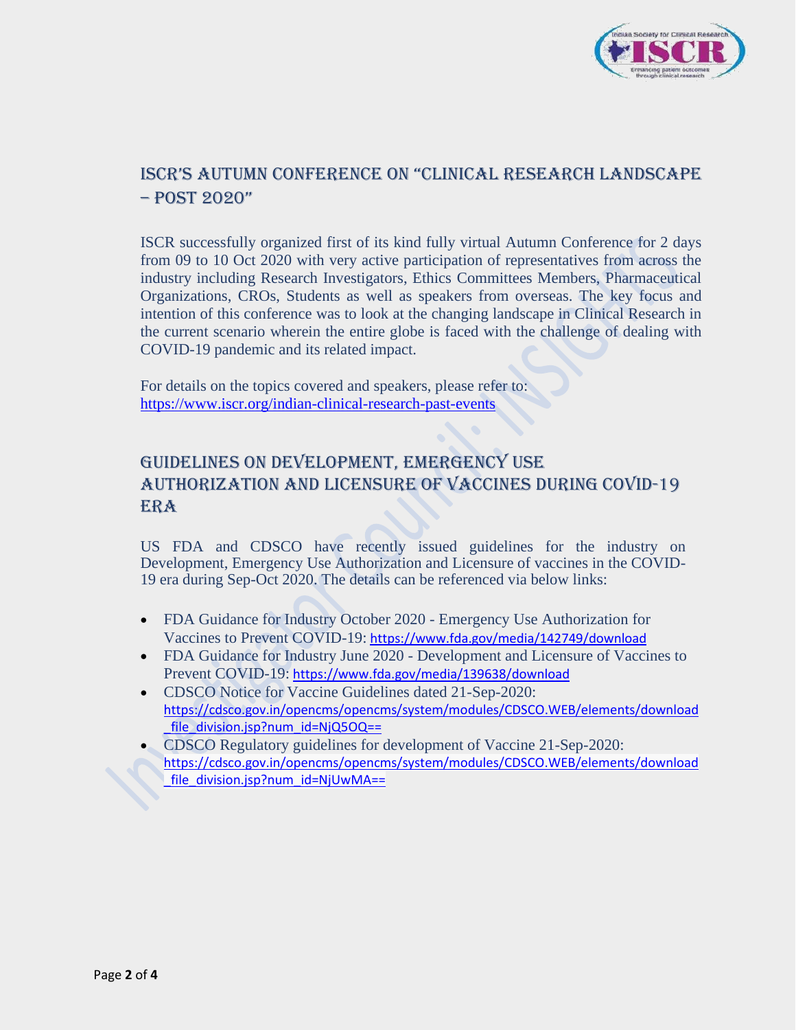## ISCR's Autumn Conference on "Clinical Research Landscape – Post 2020"

ISCR successfully organized first of its kind fully virtual Autumn Conference for 2 days from 09 to 10 Oct 2020 with very active participation of representatives from across the industry including Research Investigators, Ethics Committees Members, Pharmaceutical Organizations, CROs, Students as well as speakers from overseas. The key focus and intention of this conference was to look at the changing landscape in Clinical Research in the current scenario wherein the entire globe is faced with the challenge of dealing with COVID-19 pandemic and its related impact.

For details on the topics covered and speakers, please refer to: https://www.iscr.org/indian-clinical-research-past-events

## Guidelines on Development, Emergency Use Authorization and Licensure of Vaccines during COVID-19 Era

US FDA and CDSCO have recently issued guidelines for the industry on Development, Emergency Use Authorization and Licensure of vaccines in the COVID-19 era during Sep-Oct 2020. The details can be referenced via below links:

- FDA Guidance for Industry October 2020 - Emergency Use Authorization for Vaccines to Prevent COVID-19: https://www.fda.gov/media/142749/download
- FDA Guidance for Industry June 2020 - Development and Licensure of Vaccines to Prevent COVID-19: https://www.fda.gov/media/139638/download
- CDSCO Notice for Vaccine Guidelines dated 21-Sep-2020: https://cdsco.gov.in/opencms/opencms/system/modules/CDSCO.WEB/elements/download_file_division.jsp?num_id=NjQ5OQ==
- CDSCO Regulatory guidelines for development of Vaccine 21-Sep-2020: https://cdsco.gov.in/opencms/opencms/system/modules/CDSCO.WEB/elements/download_file_division.jsp?num_id=NjUwMA==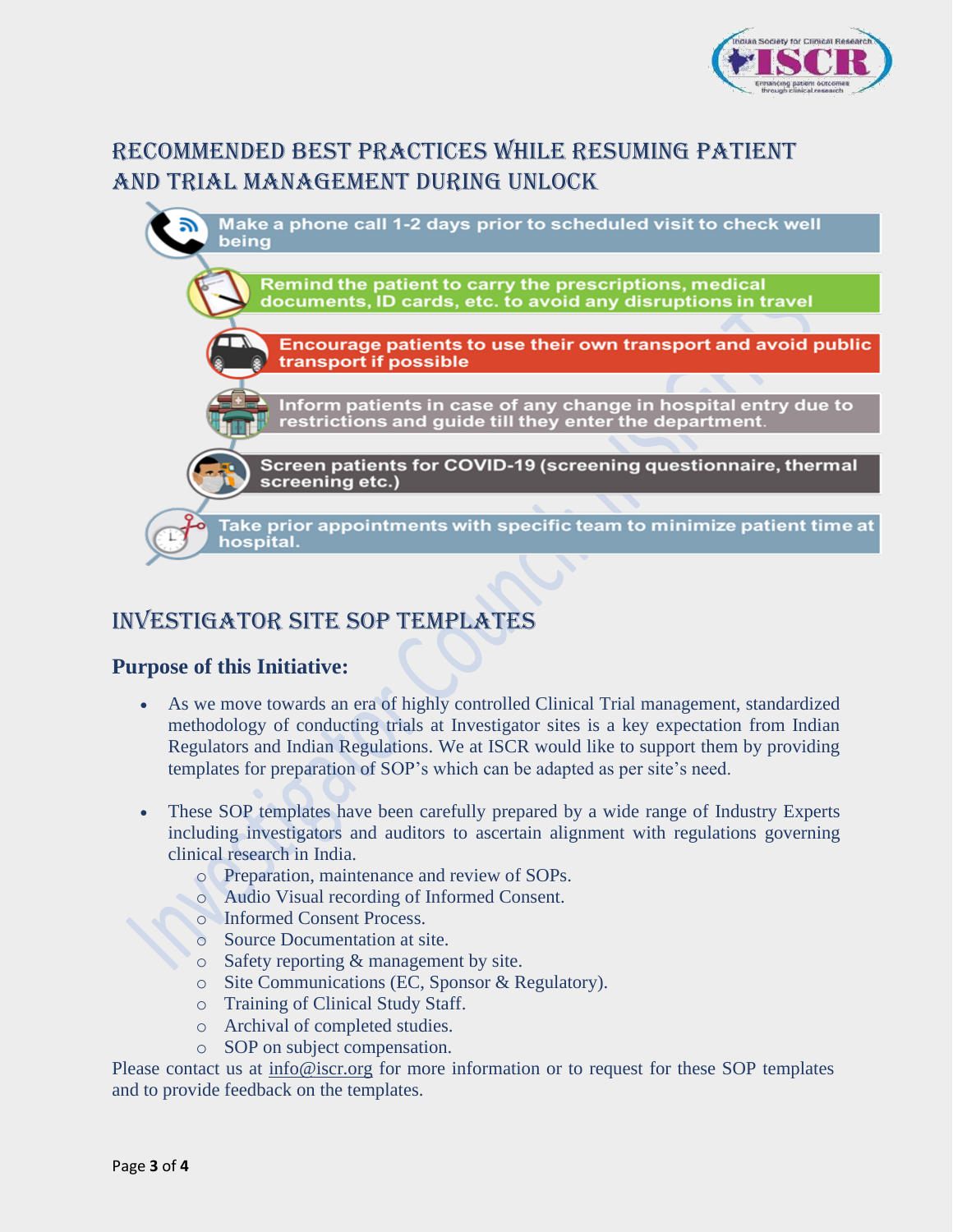## RECOMMENDED BEST PRACTICES WHILE RESUMING PATIENT AND TRIAL MANAGEMENT DURING UNLOCK

- Make a phone call 1-2 days prior to scheduled visit to check well being
- Remind the patient to carry the prescriptions, medical documents, ID cards, etc. to avoid any disruptions in travel
- Encourage patients to use their own transport and avoid public transport if possible
- Inform patients in case of any change in hospital entry due to restrictions and guide till they enter the department.
- Screen patients for COVID-19 (screening questionnaire, thermal screening etc.)
- Take prior appointments with specific team to minimize patient time at hospital.

## INVESTIGATOR SITE SOP TEMPLATES

### Purpose of this Initiative:

- As we move towards an era of highly controlled Clinical Trial management, standardized methodology of conducting trials at Investigator sites is a key expectation from Indian Regulators and Indian Regulations. We at ISCR would like to support them by providing templates for preparation of SOP's which can be adapted as per site's need.

- These SOP templates have been carefully prepared by a wide range of Industry Experts including investigators and auditors to ascertain alignment with regulations governing clinical research in India.
  - Preparation, maintenance and review of SOPs.
  - Audio Visual recording of Informed Consent.
  - Informed Consent Process.
  - Source Documentation at site.
  - Safety reporting & management by site.
  - Site Communications (EC, Sponsor & Regulatory).
  - Training of Clinical Study Staff.
  - Archival of completed studies.
  - SOP on subject compensation.

Please contact us at info@iscr.org for more information or to request for these SOP templates and to provide feedback on the templates.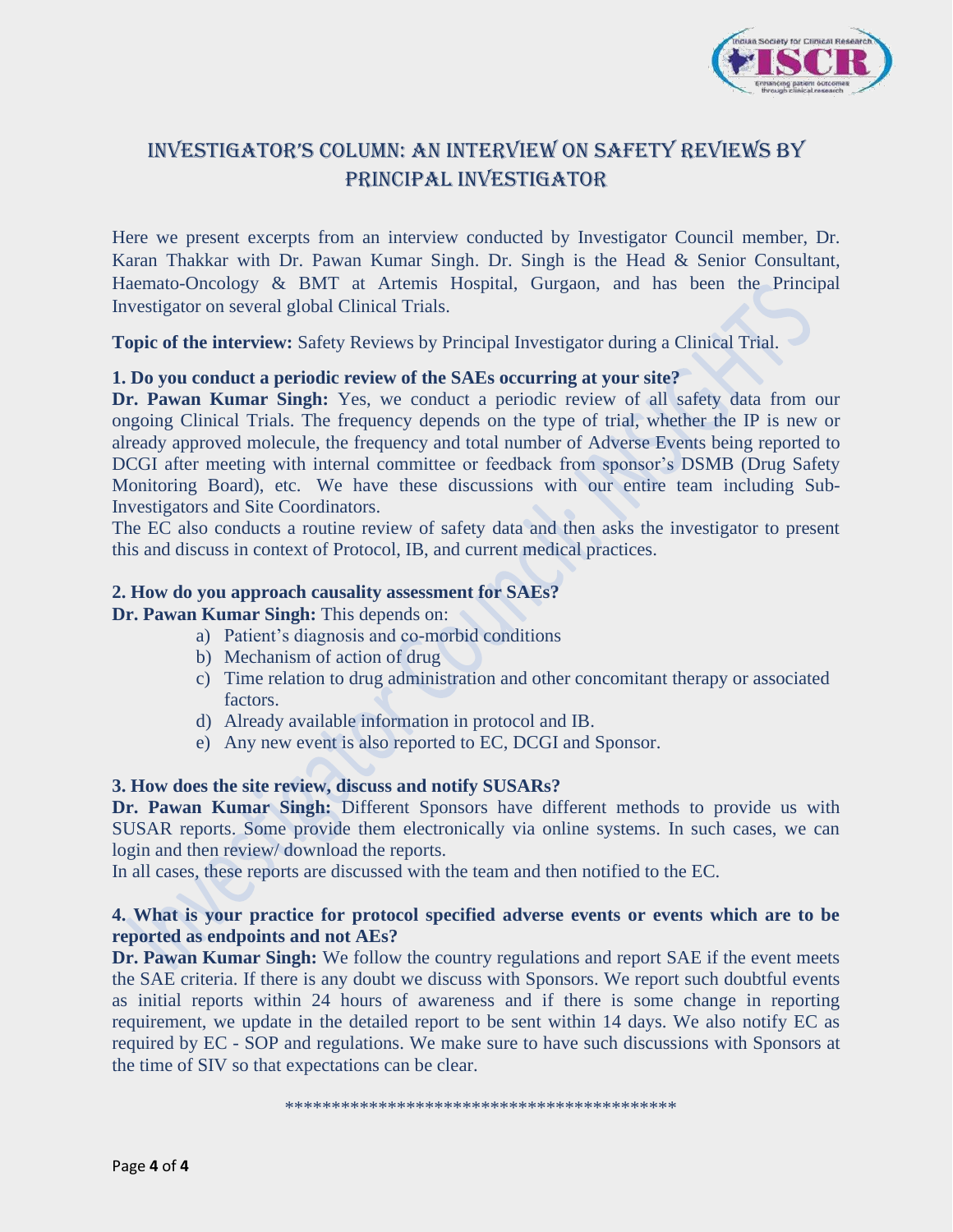# INVESTIGATOR'S COLUMN: AN INTERVIEW ON SAFETY REVIEWS BY PRINCIPAL INVESTIGATOR

Here we present excerpts from an interview conducted by Investigator Council member, Dr. Karan Thakkar with Dr. Pawan Kumar Singh. Dr. Singh is the Head & Senior Consultant, Haemato-Oncology & BMT at Artemis Hospital, Gurgaon, and has been the Principal Investigator on several global Clinical Trials.

**Topic of the interview:** Safety Reviews by Principal Investigator during a Clinical Trial.

**1. Do you conduct a periodic review of the SAEs occurring at your site?**

**Dr. Pawan Kumar Singh:** Yes, we conduct a periodic review of all safety data from our ongoing Clinical Trials. The frequency depends on the type of trial, whether the IP is new or already approved molecule, the frequency and total number of Adverse Events being reported to DCGI after meeting with internal committee or feedback from sponsor's DSMB (Drug Safety Monitoring Board), etc. We have these discussions with our entire team including Sub-Investigators and Site Coordinators.

The EC also conducts a routine review of safety data and then asks the investigator to present this and discuss in context of Protocol, IB, and current medical practices.

**2. How do you approach causality assessment for SAEs?**

**Dr. Pawan Kumar Singh:** This depends on:

a) Patient's diagnosis and co-morbid conditions
b) Mechanism of action of drug
c) Time relation to drug administration and other concomitant therapy or associated factors.
d) Already available information in protocol and IB.
e) Any new event is also reported to EC, DCGI and Sponsor.

**3. How does the site review, discuss and notify SUSARs?**

**Dr. Pawan Kumar Singh:** Different Sponsors have different methods to provide us with SUSAR reports. Some provide them electronically via online systems. In such cases, we can login and then review/ download the reports.

In all cases, these reports are discussed with the team and then notified to the EC.

**4. What is your practice for protocol specified adverse events or events which are to be reported as endpoints and not AEs?**

**Dr. Pawan Kumar Singh:** We follow the country regulations and report SAE if the event meets the SAE criteria. If there is any doubt we discuss with Sponsors. We report such doubtful events as initial reports within 24 hours of awareness and if there is some change in reporting requirement, we update in the detailed report to be sent within 14 days. We also notify EC as required by EC - SOP and regulations. We make sure to have such discussions with Sponsors at the time of SIV so that expectations can be clear.

*****************************************